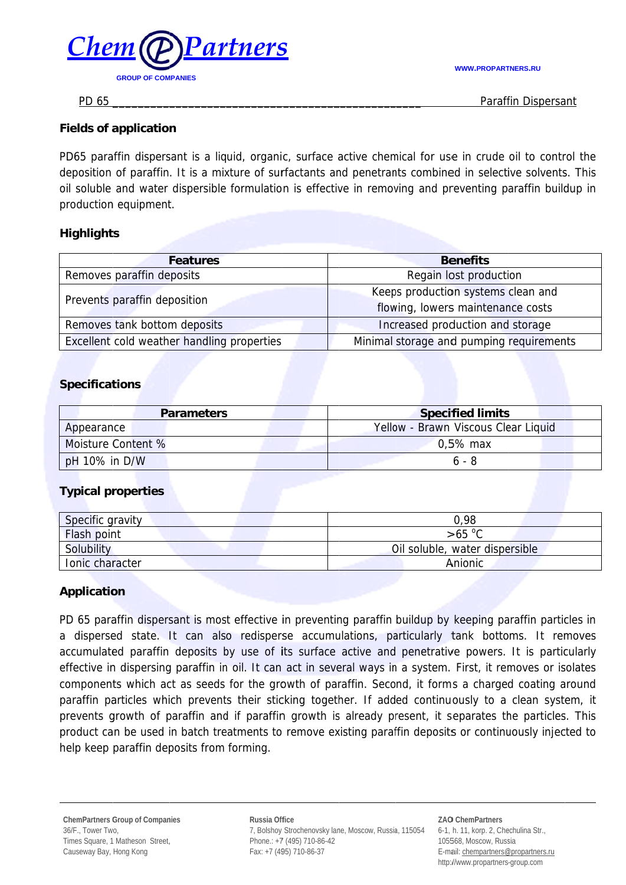PD 65 __________________________________________________ Paraffin Dispersant

## Fields of application

PD65 paraffin dispersant is a liquid, organic, surface active chemical for use in crude oil to control the deposition of paraffin. It is a mixture of surfactants and penetrants combined in selective solvents. This oil soluble and water dispersible formulation is effective in removing and preventing paraffin buildup in production equipment.

## Highlights

| Features | Benefits |
|---|---|
| Removes paraffin deposits | Regain lost production |
| Prevents paraffin deposition | Keeps production systems clean and flowing, lowers maintenance costs |
| Removes tank bottom deposits | Increased production and storage |
| Excellent cold weather handling properties | Minimal storage and pumping requirements |

## Specifications

| Parameters | Specified limits |
|---|---|
| Appearance | Yellow - Brawn Viscous Clear Liquid |
| Moisture Content % | 0,5% max |
| pH 10% in D/W | 6 - 8 |

## Typical properties

| | |
|---|---|
| Specific gravity | 0,98 |
| Flash point | >65 °C |
| Solubility | Oil soluble, water dispersible |
| Ionic character | Anionic |

## Application

PD 65 paraffin dispersant is most effective in preventing paraffin buildup by keeping paraffin particles in a dispersed state. It can also redisperse accumulations, particularly tank bottoms. It removes accumulated paraffin deposits by use of its surface active and penetrative powers. It is particularly effective in dispersing paraffin in oil. It can act in several ways in a system. First, it removes or isolates components which act as seeds for the growth of paraffin. Second, it forms a charged coating around paraffin particles which prevents their sticking together. If added continuously to a clean system, it prevents growth of paraffin and if paraffin growth is already present, it separates the particles. This product can be used in batch treatments to remove existing paraffin deposits or continuously injected to help keep paraffin deposits from forming.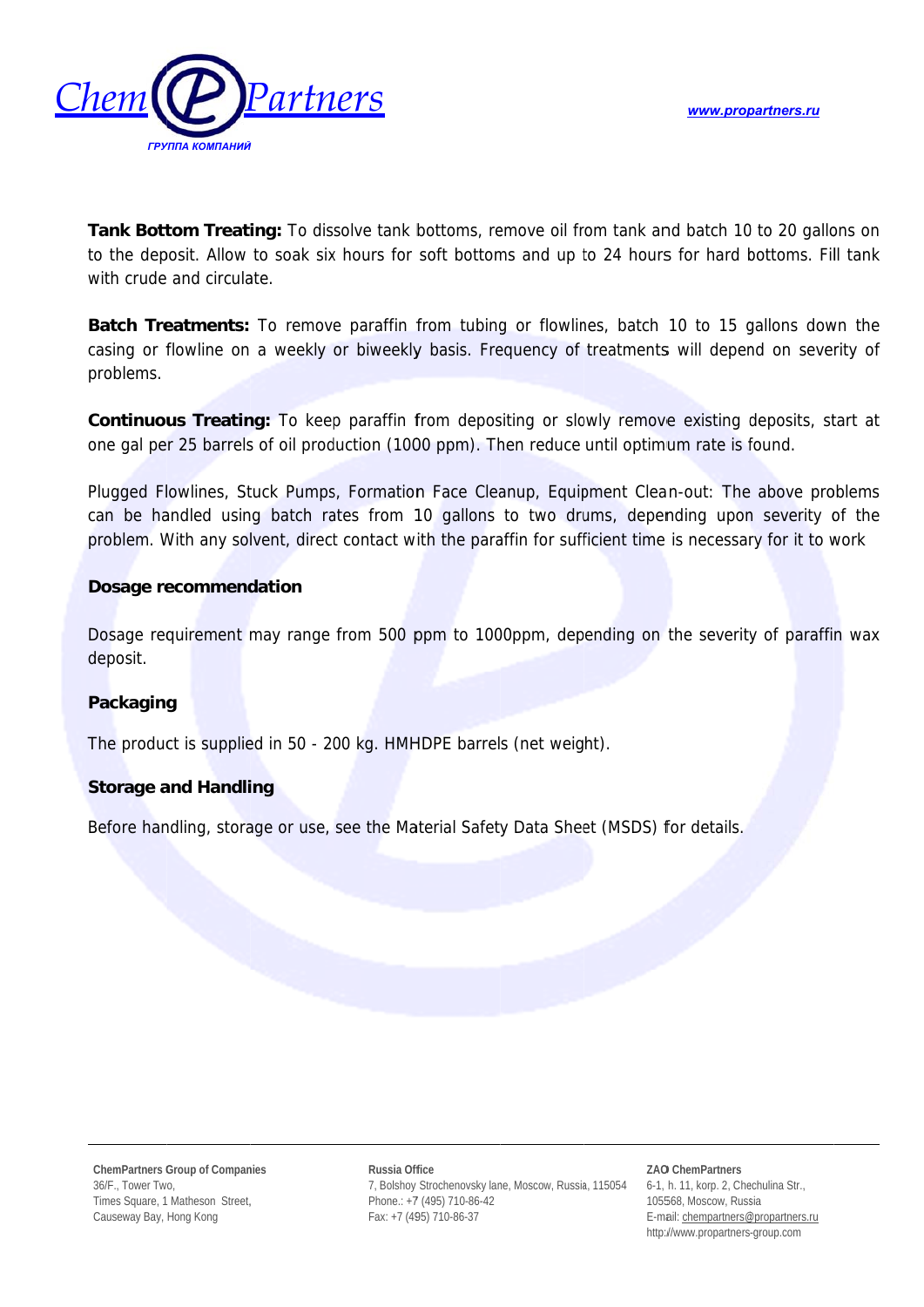**Tank Bottom Treating:** To dissolve tank bottoms, remove oil from tank and batch 10 to 20 gallons on to the deposit. Allow to soak six hours for soft bottoms and up to 24 hours for hard bottoms. Fill tank with crude and circulate.

**Batch Treatments:** To remove paraffin from tubing or flowlines, batch 10 to 15 gallons down the casing or flowline on a weekly or biweekly basis. Frequency of treatments will depend on severity of problems.

**Continuous Treating:** To keep paraffin from depositing or slowly remove existing deposits, start at one gal per 25 barrels of oil production (1000 ppm). Then reduce until optimum rate is found.

Plugged Flowlines, Stuck Pumps, Formation Face Cleanup, Equipment Clean-out: The above problems can be handled using batch rates from 10 gallons to two drums, depending upon severity of the problem. With any solvent, direct contact with the paraffin for sufficient time is necessary for it to work

## Dosage recommendation

Dosage requirement may range from 500 ppm to 1000ppm, depending on the severity of paraffin wax deposit.

## Packaging

The product is supplied in 50 - 200 kg. HMHDPE barrels (net weight).

## Storage and Handling

Before handling, storage or use, see the Material Safety Data Sheet (MSDS) for details.